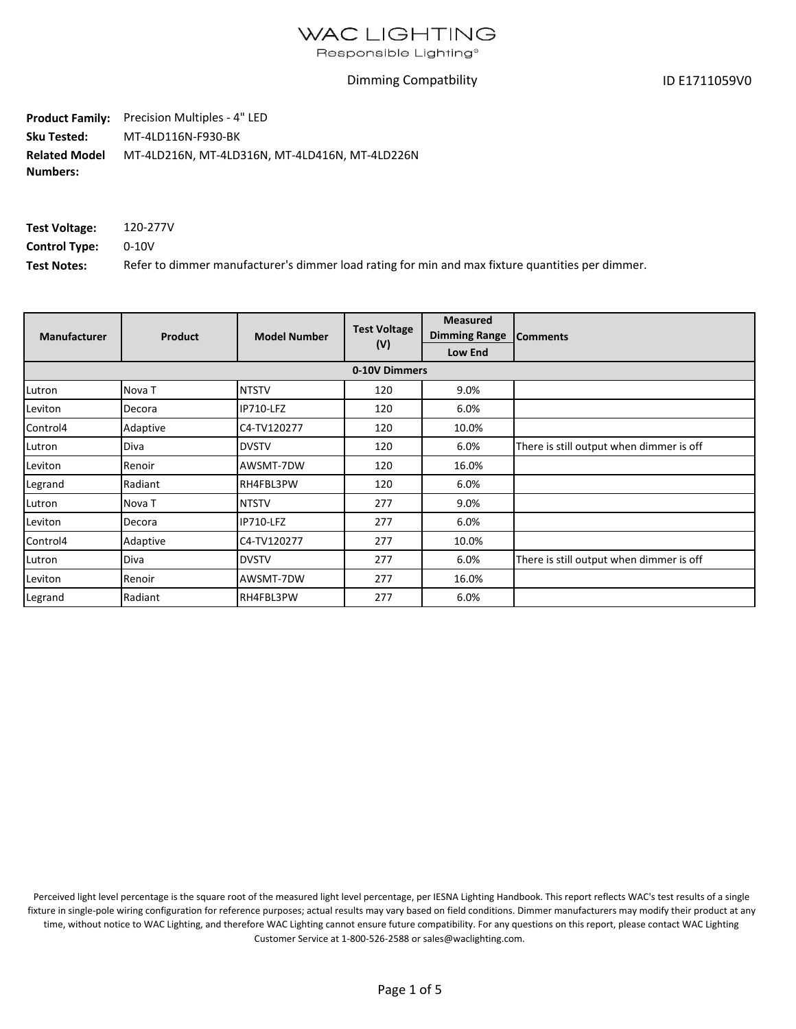# WAC LIGHTING

Responsible Lighting®

Dimming Compatbility

ID E1711059V0

**Product Family:** Precision Multiples - 4" LED

**Sku Tested:** MT-4LD116N-F930-BK

**Related Model Numbers:** MT-4LD216N, MT-4LD316N, MT-4LD416N, MT-4LD226N

**Test Voltage:** 120-277V

**Control Type:** 0-10V

**Test Notes:** Refer to dimmer manufacturer's dimmer load rating for min and max fixture quantities per dimmer.

| Manufacturer | Product | Model Number | Test Voltage (V) | Measured Dimming Range | Comments |
|---|---|---|---|---|---|
| | | | | Low End | |
| **0-10V Dimmers** | | | | | |
| Lutron | Nova T | NTSTV | 120 | 9.0% | |
| Leviton | Decora | IP710-LFZ | 120 | 6.0% | |
| Control4 | Adaptive | C4-TV120277 | 120 | 10.0% | |
| Lutron | Diva | DVSTV | 120 | 6.0% | There is still output when dimmer is off |
| Leviton | Renoir | AWSMT-7DW | 120 | 16.0% | |
| Legrand | Radiant | RH4FBL3PW | 120 | 6.0% | |
| Lutron | Nova T | NTSTV | 277 | 9.0% | |
| Leviton | Decora | IP710-LFZ | 277 | 6.0% | |
| Control4 | Adaptive | C4-TV120277 | 277 | 10.0% | |
| Lutron | Diva | DVSTV | 277 | 6.0% | There is still output when dimmer is off |
| Leviton | Renoir | AWSMT-7DW | 277 | 16.0% | |
| Legrand | Radiant | RH4FBL3PW | 277 | 6.0% | |

Perceived light level percentage is the square root of the measured light level percentage, per IESNA Lighting Handbook. This report reflects WAC's test results of a single fixture in single-pole wiring configuration for reference purposes; actual results may vary based on field conditions. Dimmer manufacturers may modify their product at any time, without notice to WAC Lighting, and therefore WAC Lighting cannot ensure future compatibility. For any questions on this report, please contact WAC Lighting Customer Service at 1-800-526-2588 or sales@waclighting.com.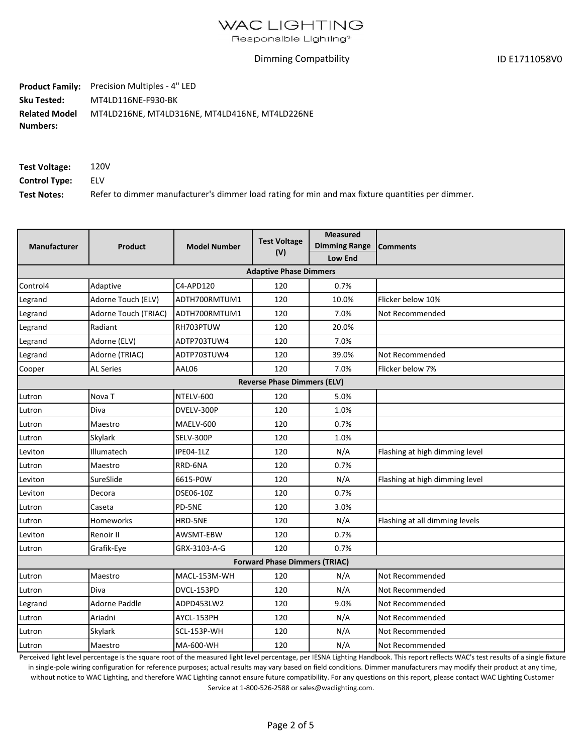# WAC LIGHTING

Responsible Lighting®

Dimming Compatbility

ID E1711058V0

**Product Family:** Precision Multiples - 4" LED

**Sku Tested:** MT4LD116NE-F930-BK

**Related Model Numbers:** MT4LD216NE, MT4LD316NE, MT4LD416NE, MT4LD226NE

**Test Voltage:** 120V

**Control Type:** ELV

**Test Notes:** Refer to dimmer manufacturer's dimmer load rating for min and max fixture quantities per dimmer.

| Manufacturer | Product | Model Number | Test Voltage (V) | Measured Dimming Range | Comments |
|---|---|---|---|---|---|
| | | | | Low End | |
| **Adaptive Phase Dimmers** | | | | | |
| Control4 | Adaptive | C4-APD120 | 120 | 0.7% | |
| Legrand | Adorne Touch (ELV) | ADTH700RMTUM1 | 120 | 10.0% | Flicker below 10% |
| Legrand | Adorne Touch (TRIAC) | ADTH700RMTUM1 | 120 | 7.0% | Not Recommended |
| Legrand | Radiant | RH703PTUW | 120 | 20.0% | |
| Legrand | Adorne (ELV) | ADTP703TUW4 | 120 | 7.0% | |
| Legrand | Adorne (TRIAC) | ADTP703TUW4 | 120 | 39.0% | Not Recommended |
| Cooper | AL Series | AAL06 | 120 | 7.0% | Flicker below 7% |
| **Reverse Phase Dimmers (ELV)** | | | | | |
| Lutron | Nova T | NTELV-600 | 120 | 5.0% | |
| Lutron | Diva | DVELV-300P | 120 | 1.0% | |
| Lutron | Maestro | MAELV-600 | 120 | 0.7% | |
| Lutron | Skylark | SELV-300P | 120 | 1.0% | |
| Leviton | Illumatech | IPE04-1LZ | 120 | N/A | Flashing at high dimming level |
| Lutron | Maestro | RRD-6NA | 120 | 0.7% | |
| Leviton | SureSlide | 6615-P0W | 120 | N/A | Flashing at high dimming level |
| Leviton | Decora | DSE06-10Z | 120 | 0.7% | |
| Lutron | Caseta | PD-5NE | 120 | 3.0% | |
| Lutron | Homeworks | HRD-5NE | 120 | N/A | Flashing at all dimming levels |
| Leviton | Renoir II | AWSMT-EBW | 120 | 0.7% | |
| Lutron | Grafik-Eye | GRX-3103-A-G | 120 | 0.7% | |
| **Forward Phase Dimmers (TRIAC)** | | | | | |
| Lutron | Maestro | MACL-153M-WH | 120 | N/A | Not Recommended |
| Lutron | Diva | DVCL-153PD | 120 | N/A | Not Recommended |
| Legrand | Adorne Paddle | ADPD453LW2 | 120 | 9.0% | Not Recommended |
| Lutron | Ariadni | AYCL-153PH | 120 | N/A | Not Recommended |
| Lutron | Skylark | SCL-153P-WH | 120 | N/A | Not Recommended |
| Lutron | Maestro | MA-600-WH | 120 | N/A | Not Recommended |

Perceived light level percentage is the square root of the measured light level percentage, per IESNA Lighting Handbook. This report reflects WAC's test results of a single fixture in single-pole wiring configuration for reference purposes; actual results may vary based on field conditions. Dimmer manufacturers may modify their product at any time, without notice to WAC Lighting, and therefore WAC Lighting cannot ensure future compatibility. For any questions on this report, please contact WAC Lighting Customer Service at 1-800-526-2588 or sales@waclighting.com.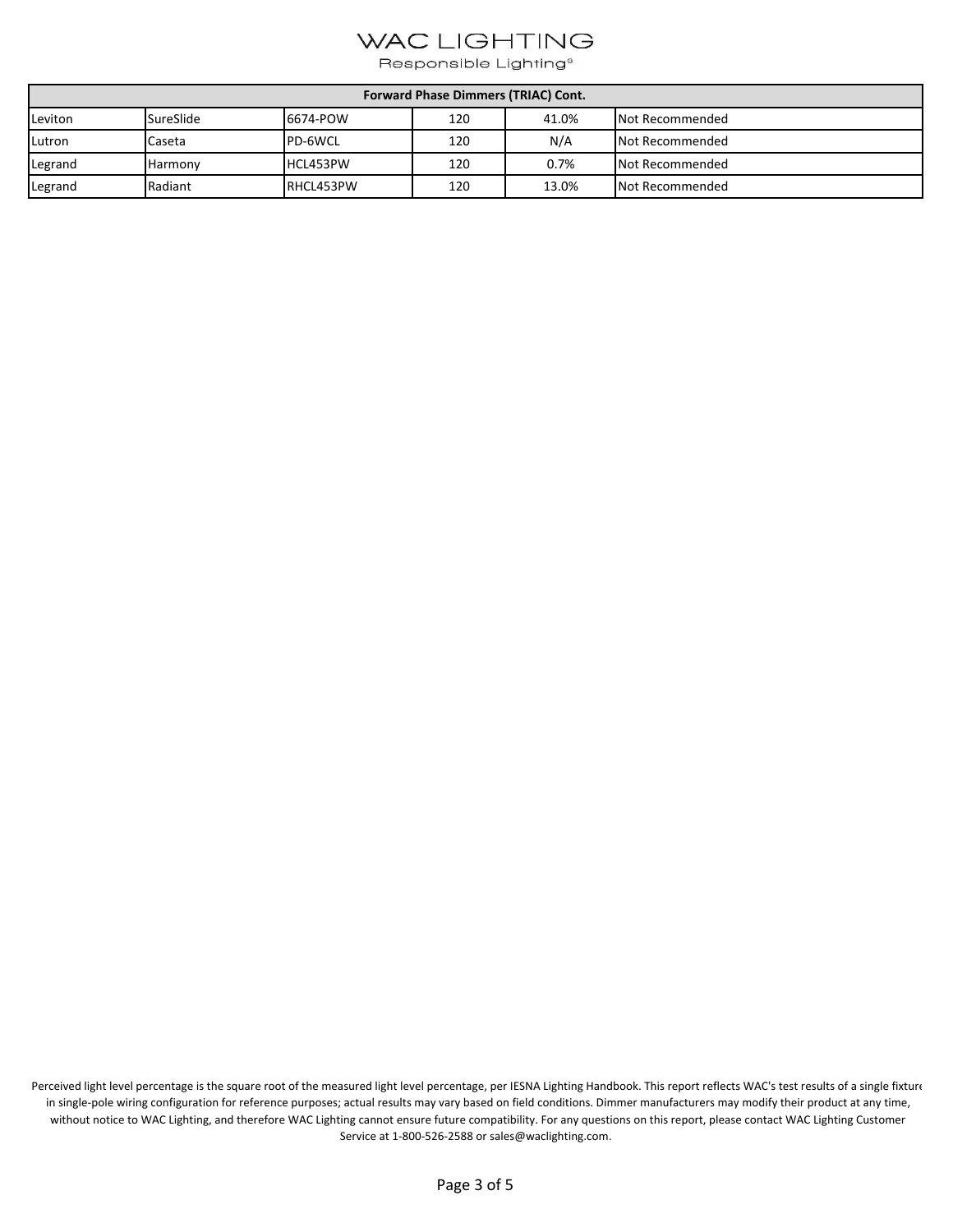| Forward Phase Dimmers (TRIAC) Cont. | | | | | |
|---|---|---|---|---|---|
| Leviton | SureSlide | 6674-POW | 120 | 41.0% | Not Recommended |
| Lutron | Caseta | PD-6WCL | 120 | N/A | Not Recommended |
| Legrand | Harmony | HCL453PW | 120 | 0.7% | Not Recommended |
| Legrand | Radiant | RHCL453PW | 120 | 13.0% | Not Recommended |

Perceived light level percentage is the square root of the measured light level percentage, per IESNA Lighting Handbook. This report reflects WAC's test results of a single fixture in single-pole wiring configuration for reference purposes; actual results may vary based on field conditions. Dimmer manufacturers may modify their product at any time, without notice to WAC Lighting, and therefore WAC Lighting cannot ensure future compatibility. For any questions on this report, please contact WAC Lighting Customer Service at 1-800-526-2588 or sales@waclighting.com.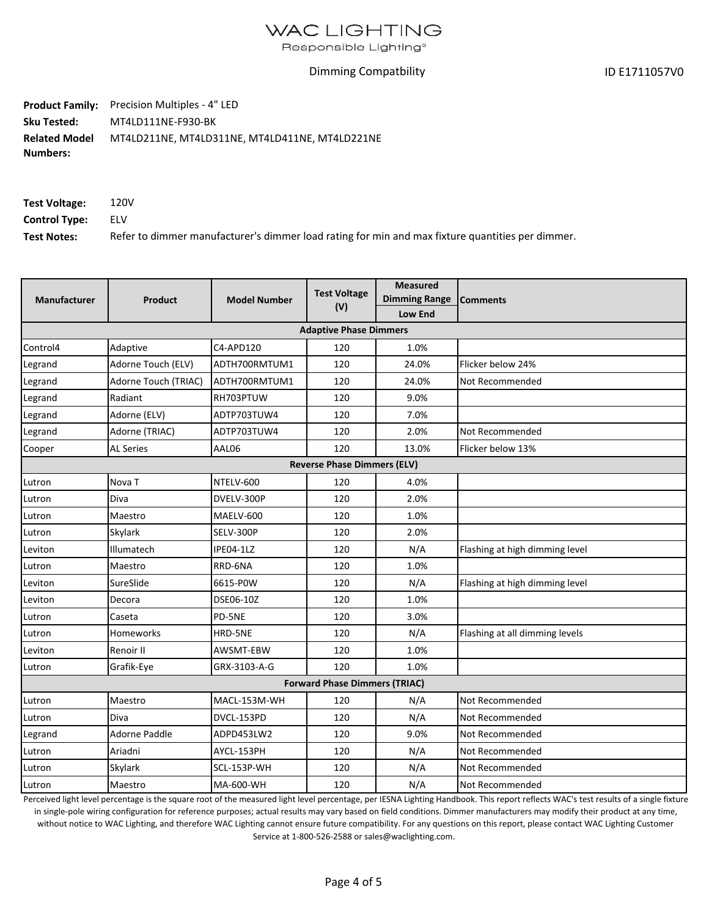# WAC LIGHTING

Responsible Lighting®

Dimming Compatbility

ID E1711057V0

**Product Family:** Precision Multiples - 4" LED

**Sku Tested:** MT4LD111NE-F930-BK

**Related Model Numbers:** MT4LD211NE, MT4LD311NE, MT4LD411NE, MT4LD221NE

**Test Voltage:** 120V

**Control Type:** ELV

**Test Notes:** Refer to dimmer manufacturer's dimmer load rating for min and max fixture quantities per dimmer.

| Manufacturer | Product | Model Number | Test Voltage (V) | Measured Dimming Range | Comments |
|---|---|---|---|---|---|
| | | | | Low End | |
| **Adaptive Phase Dimmers** | | | | | |
| Control4 | Adaptive | C4-APD120 | 120 | 1.0% | |
| Legrand | Adorne Touch (ELV) | ADTH700RMTUM1 | 120 | 24.0% | Flicker below 24% |
| Legrand | Adorne Touch (TRIAC) | ADTH700RMTUM1 | 120 | 24.0% | Not Recommended |
| Legrand | Radiant | RH703PTUW | 120 | 9.0% | |
| Legrand | Adorne (ELV) | ADTP703TUW4 | 120 | 7.0% | |
| Legrand | Adorne (TRIAC) | ADTP703TUW4 | 120 | 2.0% | Not Recommended |
| Cooper | AL Series | AAL06 | 120 | 13.0% | Flicker below 13% |
| **Reverse Phase Dimmers (ELV)** | | | | | |
| Lutron | Nova T | NTELV-600 | 120 | 4.0% | |
| Lutron | Diva | DVELV-300P | 120 | 2.0% | |
| Lutron | Maestro | MAELV-600 | 120 | 1.0% | |
| Lutron | Skylark | SELV-300P | 120 | 2.0% | |
| Leviton | Illumatech | IPE04-1LZ | 120 | N/A | Flashing at high dimming level |
| Lutron | Maestro | RRD-6NA | 120 | 1.0% | |
| Leviton | SureSlide | 6615-P0W | 120 | N/A | Flashing at high dimming level |
| Leviton | Decora | DSE06-10Z | 120 | 1.0% | |
| Lutron | Caseta | PD-5NE | 120 | 3.0% | |
| Lutron | Homeworks | HRD-5NE | 120 | N/A | Flashing at all dimming levels |
| Leviton | Renoir II | AWSMT-EBW | 120 | 1.0% | |
| Lutron | Grafik-Eye | GRX-3103-A-G | 120 | 1.0% | |
| **Forward Phase Dimmers (TRIAC)** | | | | | |
| Lutron | Maestro | MACL-153M-WH | 120 | N/A | Not Recommended |
| Lutron | Diva | DVCL-153PD | 120 | N/A | Not Recommended |
| Legrand | Adorne Paddle | ADPD453LW2 | 120 | 9.0% | Not Recommended |
| Lutron | Ariadni | AYCL-153PH | 120 | N/A | Not Recommended |
| Lutron | Skylark | SCL-153P-WH | 120 | N/A | Not Recommended |
| Lutron | Maestro | MA-600-WH | 120 | N/A | Not Recommended |

Perceived light level percentage is the square root of the measured light level percentage, per IESNA Lighting Handbook. This report reflects WAC's test results of a single fixture in single-pole wiring configuration for reference purposes; actual results may vary based on field conditions. Dimmer manufacturers may modify their product at any time, without notice to WAC Lighting, and therefore WAC Lighting cannot ensure future compatibility. For any questions on this report, please contact WAC Lighting Customer Service at 1-800-526-2588 or sales@waclighting.com.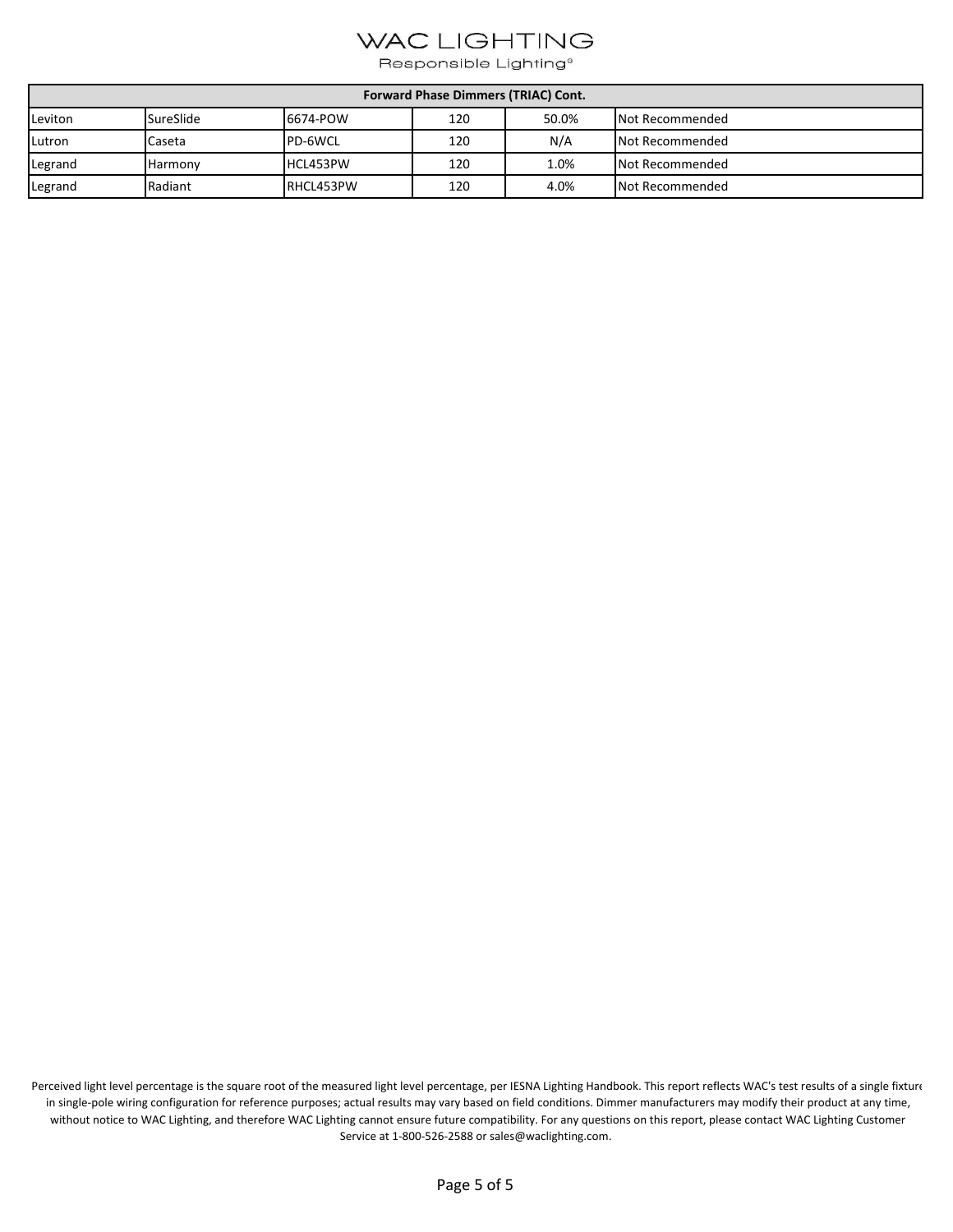| Forward Phase Dimmers (TRIAC) Cont. | | | | | |
|---|---|---|---|---|---|
| Leviton | SureSlide | 6674-POW | 120 | 50.0% | Not Recommended |
| Lutron | Caseta | PD-6WCL | 120 | N/A | Not Recommended |
| Legrand | Harmony | HCL453PW | 120 | 1.0% | Not Recommended |
| Legrand | Radiant | RHCL453PW | 120 | 4.0% | Not Recommended |

Perceived light level percentage is the square root of the measured light level percentage, per IESNA Lighting Handbook. This report reflects WAC's test results of a single fixture in single-pole wiring configuration for reference purposes; actual results may vary based on field conditions. Dimmer manufacturers may modify their product at any time, without notice to WAC Lighting, and therefore WAC Lighting cannot ensure future compatibility. For any questions on this report, please contact WAC Lighting Customer Service at 1-800-526-2588 or sales@waclighting.com.